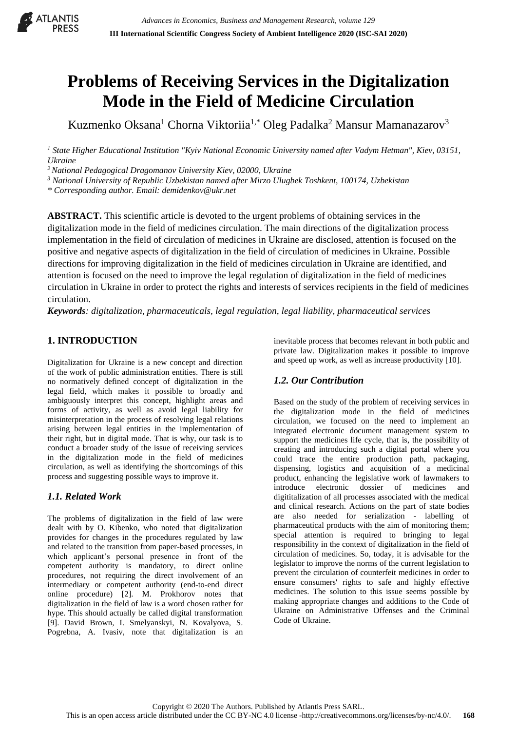// Page 1 of 7; running header and copyright footer omitted

# Problems of Receiving Services in the Digitalization Mode in the Field of Medicine Circulation

Kuzmenko Oksana[1] Chorna Viktoriia[1,*] Oleg Padalka[2] Mansur Mamanazarov[3]

[1] State Higher Educational Institution "Kyiv National Economic University named after Vadym Hetman", Kiev, 03151, Ukraine

[2] National Pedagogical Dragomanov University Kiev, 02000, Ukraine

[3] National University of Republic Uzbekistan named after Mirzo Ulugbek Toshkent, 100174, Uzbekistan

\* Corresponding author. Email: demidenkov@ukr.net

**ABSTRACT.** This scientific article is devoted to the urgent problems of obtaining services in the digitalization mode in the field of medicines circulation. The main directions of the digitalization process implementation in the field of circulation of medicines in Ukraine are disclosed, attention is focused on the positive and negative aspects of digitalization in the field of circulation of medicines in Ukraine. Possible directions for improving digitalization in the field of medicines circulation in Ukraine are identified, and attention is focused on the need to improve the legal regulation of digitalization in the field of medicines circulation in Ukraine in order to protect the rights and interests of services recipients in the field of medicines circulation.

***Keywords**: digitalization, pharmaceuticals, legal regulation, legal liability, pharmaceutical services*

## 1. INTRODUCTION

Digitalization for Ukraine is a new concept and direction of the work of public administration entities. There is still no normatively defined concept of digitalization in the legal field, which makes it possible to broadly and ambiguously interpret this concept, highlight areas and forms of activity, as well as avoid legal liability for misinterpretation in the process of resolving legal relations arising between legal entities in the implementation of their right, but in digital mode. That is why, our task is to conduct a broader study of the issue of receiving services in the digitalization mode in the field of medicines circulation, as well as identifying the shortcomings of this process and suggesting possible ways to improve it.

### *1.1. Related Work*

The problems of digitalization in the field of law were dealt with by O. Kibenko, who noted that digitalization provides for changes in the procedures regulated by law and related to the transition from paper-based processes, in which applicant's personal presence in front of the competent authority is mandatory, to direct online procedures, not requiring the direct involvement of an intermediary or competent authority (end-to-end direct online procedure) [2]. M. Prokhorov notes that digitalization in the field of law is a word chosen rather for hype. This should actually be called digital transformation [9]. David Brown, I. Smelyanskyi, N. Kovalyova, S. Pogrebna, A. Ivasiv, note that digitalization is an inevitable process that becomes relevant in both public and private law. Digitalization makes it possible to improve and speed up work, as well as increase productivity [10].

### *1.2. Our Contribution*

Based on the study of the problem of receiving services in the digitalization mode in the field of medicines circulation, we focused on the need to implement an integrated electronic document management system to support the medicines life cycle, that is, the possibility of creating and introducing such a digital portal where you could trace the entire production path, packaging, dispensing, logistics and acquisition of a medicinal product, enhancing the legislative work of lawmakers to introduce electronic dossier of medicines and digititalization of all processes associated with the medical and clinical research. Actions on the part of state bodies are also needed for serialization - labelling of pharmaceutical products with the aim of monitoring them; special attention is required to bringing to legal responsibility in the context of digitalization in the field of circulation of medicines. So, today, it is advisable for the legislator to improve the norms of the current legislation to prevent the circulation of counterfeit medicines in order to ensure consumers' rights to safe and highly effective medicines. The solution to this issue seems possible by making appropriate changes and additions to the Code of Ukraine on Administrative Offenses and the Criminal Code of Ukraine.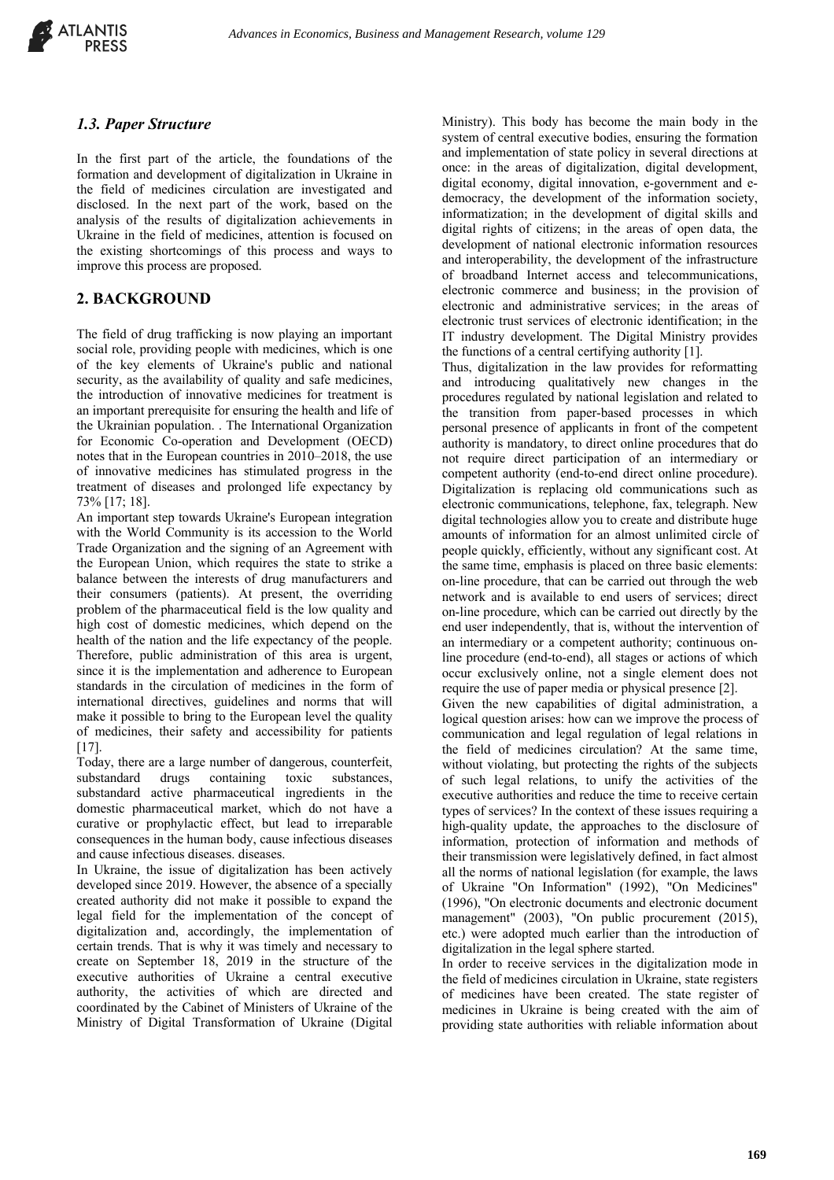### *1.3. Paper Structure*

In the first part of the article, the foundations of the formation and development of digitalization in Ukraine in the field of medicines circulation are investigated and disclosed. In the next part of the work, based on the analysis of the results of digitalization achievements in Ukraine in the field of medicines, attention is focused on the existing shortcomings of this process and ways to improve this process are proposed.

## 2. BACKGROUND

The field of drug trafficking is now playing an important social role, providing people with medicines, which is one of the key elements of Ukraine's public and national security, as the availability of quality and safe medicines, the introduction of innovative medicines for treatment is an important prerequisite for ensuring the health and life of the Ukrainian population. . The International Organization for Economic Co-operation and Development (OECD) notes that in the European countries in 2010–2018, the use of innovative medicines has stimulated progress in the treatment of diseases and prolonged life expectancy by 73% [17; 18].

An important step towards Ukraine's European integration with the World Community is its accession to the World Trade Organization and the signing of an Agreement with the European Union, which requires the state to strike a balance between the interests of drug manufacturers and their consumers (patients). At present, the overriding problem of the pharmaceutical field is the low quality and high cost of domestic medicines, which depend on the health of the nation and the life expectancy of the people. Therefore, public administration of this area is urgent, since it is the implementation and adherence to European standards in the circulation of medicines in the form of international directives, guidelines and norms that will make it possible to bring to the European level the quality of medicines, their safety and accessibility for patients [17].

Today, there are a large number of dangerous, counterfeit, substandard drugs containing toxic substances, substandard active pharmaceutical ingredients in the domestic pharmaceutical market, which do not have a curative or prophylactic effect, but lead to irreparable consequences in the human body, cause infectious diseases and cause infectious diseases. diseases.

In Ukraine, the issue of digitalization has been actively developed since 2019. However, the absence of a specially created authority did not make it possible to expand the legal field for the implementation of the concept of digitalization and, accordingly, the implementation of certain trends. That is why it was timely and necessary to create on September 18, 2019 in the structure of the executive authorities of Ukraine a central executive authority, the activities of which are directed and coordinated by the Cabinet of Ministers of Ukraine of the Ministry of Digital Transformation of Ukraine (Digital Ministry). This body has become the main body in the system of central executive bodies, ensuring the formation and implementation of state policy in several directions at once: in the areas of digitalization, digital development, digital economy, digital innovation, e-government and e-democracy, the development of the information society, informatization; in the development of digital skills and digital rights of citizens; in the areas of open data, the development of national electronic information resources and interoperability, the development of the infrastructure of broadband Internet access and telecommunications, electronic commerce and business; in the provision of electronic and administrative services; in the areas of electronic trust services of electronic identification; in the IT industry development. The Digital Ministry provides the functions of a central certifying authority [1].

Thus, digitalization in the law provides for reformatting and introducing qualitatively new changes in the procedures regulated by national legislation and related to the transition from paper-based processes in which personal presence of applicants in front of the competent authority is mandatory, to direct online procedures that do not require direct participation of an intermediary or competent authority (end-to-end direct online procedure). Digitalization is replacing old communications such as electronic communications, telephone, fax, telegraph. New digital technologies allow you to create and distribute huge amounts of information for an almost unlimited circle of people quickly, efficiently, without any significant cost. At the same time, emphasis is placed on three basic elements: on-line procedure, that can be carried out through the web network and is available to end users of services; direct on-line procedure, which can be carried out directly by the end user independently, that is, without the intervention of an intermediary or a competent authority; continuous on-line procedure (end-to-end), all stages or actions of which occur exclusively online, not a single element does not require the use of paper media or physical presence [2].

Given the new capabilities of digital administration, a logical question arises: how can we improve the process of communication and legal regulation of legal relations in the field of medicines circulation? At the same time, without violating, but protecting the rights of the subjects of such legal relations, to unify the activities of the executive authorities and reduce the time to receive certain types of services? In the context of these issues requiring a high-quality update, the approaches to the disclosure of information, protection of information and methods of their transmission were legislatively defined, in fact almost all the norms of national legislation (for example, the laws of Ukraine "On Information" (1992), "On Medicines" (1996), "On electronic documents and electronic document management" (2003), "On public procurement (2015), etc.) were adopted much earlier than the introduction of digitalization in the legal sphere started.

In order to receive services in the digitalization mode in the field of medicines circulation in Ukraine, state registers of medicines have been created. The state register of medicines in Ukraine is being created with the aim of providing state authorities with reliable information about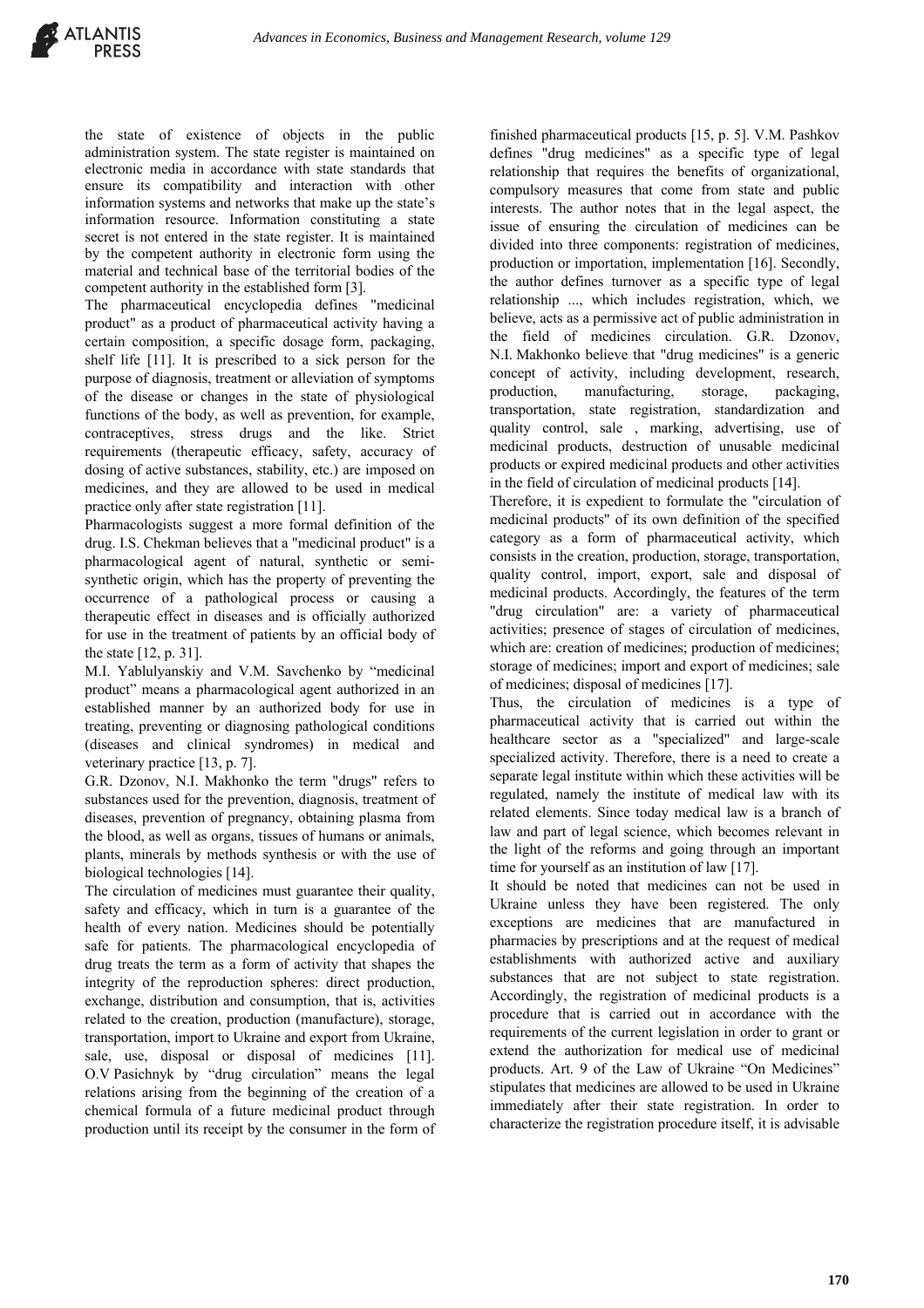the state of existence of objects in the public administration system. The state register is maintained on electronic media in accordance with state standards that ensure its compatibility and interaction with other information systems and networks that make up the state's information resource. Information constituting a state secret is not entered in the state register. It is maintained by the competent authority in electronic form using the material and technical base of the territorial bodies of the competent authority in the established form [3].

The pharmaceutical encyclopedia defines "medicinal product" as a product of pharmaceutical activity having a certain composition, a specific dosage form, packaging, shelf life [11]. It is prescribed to a sick person for the purpose of diagnosis, treatment or alleviation of symptoms of the disease or changes in the state of physiological functions of the body, as well as prevention, for example, contraceptives, stress drugs and the like. Strict requirements (therapeutic efficacy, safety, accuracy of dosing of active substances, stability, etc.) are imposed on medicines, and they are allowed to be used in medical practice only after state registration [11].

Pharmacologists suggest a more formal definition of the drug. I.S. Chekman believes that a "medicinal product" is a pharmacological agent of natural, synthetic or semi-synthetic origin, which has the property of preventing the occurrence of a pathological process or causing a therapeutic effect in diseases and is officially authorized for use in the treatment of patients by an official body of the state [12, p. 31].

M.I. Yablulyanskiy and V.M. Savchenko by "medicinal product" means a pharmacological agent authorized in an established manner by an authorized body for use in treating, preventing or diagnosing pathological conditions (diseases and clinical syndromes) in medical and veterinary practice [13, p. 7].

G.R. Dzonov, N.I. Makhonko the term "drugs" refers to substances used for the prevention, diagnosis, treatment of diseases, prevention of pregnancy, obtaining plasma from the blood, as well as organs, tissues of humans or animals, plants, minerals by methods synthesis or with the use of biological technologies [14].

The circulation of medicines must guarantee their quality, safety and efficacy, which in turn is a guarantee of the health of every nation. Medicines should be potentially safe for patients. The pharmacological encyclopedia of drug treats the term as a form of activity that shapes the integrity of the reproduction spheres: direct production, exchange, distribution and consumption, that is, activities related to the creation, production (manufacture), storage, transportation, import to Ukraine and export from Ukraine, sale, use, disposal or disposal of medicines [11]. O.V Pasichnyk by "drug circulation" means the legal relations arising from the beginning of the creation of a chemical formula of a future medicinal product through production until its receipt by the consumer in the form of finished pharmaceutical products [15, p. 5]. V.M. Pashkov defines "drug medicines" as a specific type of legal relationship that requires the benefits of organizational, compulsory measures that come from state and public interests. The author notes that in the legal aspect, the issue of ensuring the circulation of medicines can be divided into three components: registration of medicines, production or importation, implementation [16]. Secondly, the author defines turnover as a specific type of legal relationship ..., which includes registration, which, we believe, acts as a permissive act of public administration in the field of medicines circulation. G.R. Dzonov, N.I. Makhonko believe that "drug medicines" is a generic concept of activity, including development, research, production, manufacturing, storage, packaging, transportation, state registration, standardization and quality control, sale , marking, advertising, use of medicinal products, destruction of unusable medicinal products or expired medicinal products and other activities in the field of circulation of medicinal products [14].

Therefore, it is expedient to formulate the "circulation of medicinal products" of its own definition of the specified category as a form of pharmaceutical activity, which consists in the creation, production, storage, transportation, quality control, import, export, sale and disposal of medicinal products. Accordingly, the features of the term "drug circulation" are: a variety of pharmaceutical activities; presence of stages of circulation of medicines, which are: creation of medicines; production of medicines; storage of medicines; import and export of medicines; sale of medicines; disposal of medicines [17].

Thus, the circulation of medicines is a type of pharmaceutical activity that is carried out within the healthcare sector as a "specialized" and large-scale specialized activity. Therefore, there is a need to create a separate legal institute within which these activities will be regulated, namely the institute of medical law with its related elements. Since today medical law is a branch of law and part of legal science, which becomes relevant in the light of the reforms and going through an important time for yourself as an institution of law [17].

It should be noted that medicines can not be used in Ukraine unless they have been registered. The only exceptions are medicines that are manufactured in pharmacies by prescriptions and at the request of medical establishments with authorized active and auxiliary substances that are not subject to state registration. Accordingly, the registration of medicinal products is a procedure that is carried out in accordance with the requirements of the current legislation in order to grant or extend the authorization for medical use of medicinal products. Art. 9 of the Law of Ukraine "On Medicines" stipulates that medicines are allowed to be used in Ukraine immediately after their state registration. In order to characterize the registration procedure itself, it is advisable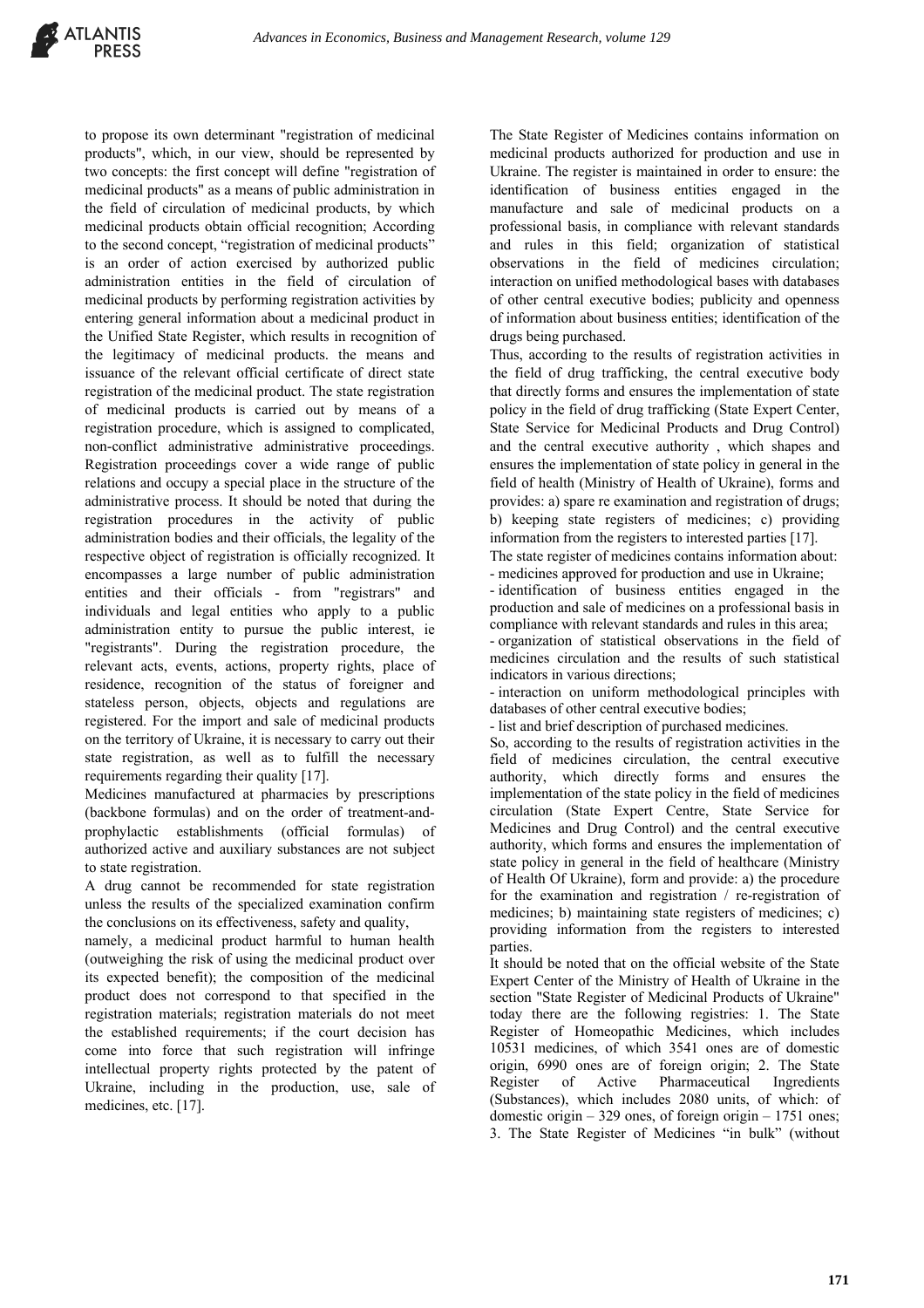to propose its own determinant "registration of medicinal products", which, in our view, should be represented by two concepts: the first concept will define "registration of medicinal products" as a means of public administration in the field of circulation of medicinal products, by which medicinal products obtain official recognition; According to the second concept, "registration of medicinal products" is an order of action exercised by authorized public administration entities in the field of circulation of medicinal products by performing registration activities by entering general information about a medicinal product in the Unified State Register, which results in recognition of the legitimacy of medicinal products. the means and issuance of the relevant official certificate of direct state registration of the medicinal product. The state registration of medicinal products is carried out by means of a registration procedure, which is assigned to complicated, non-conflict administrative administrative proceedings. Registration proceedings cover a wide range of public relations and occupy a special place in the structure of the administrative process. It should be noted that during the registration procedures in the activity of public administration bodies and their officials, the legality of the respective object of registration is officially recognized. It encompasses a large number of public administration entities and their officials - from "registrars" and individuals and legal entities who apply to a public administration entity to pursue the public interest, ie "registrants". During the registration procedure, the relevant acts, events, actions, property rights, place of residence, recognition of the status of foreigner and stateless person, objects, objects and regulations are registered. For the import and sale of medicinal products on the territory of Ukraine, it is necessary to carry out their state registration, as well as to fulfill the necessary requirements regarding their quality [17].

Medicines manufactured at pharmacies by prescriptions (backbone formulas) and on the order of treatment-and-prophylactic establishments (official formulas) of authorized active and auxiliary substances are not subject to state registration.

A drug cannot be recommended for state registration unless the results of the specialized examination confirm the conclusions on its effectiveness, safety and quality, namely, a medicinal product harmful to human health (outweighing the risk of using the medicinal product over its expected benefit); the composition of the medicinal product does not correspond to that specified in the registration materials; registration materials do not meet the established requirements; if the court decision has come into force that such registration will infringe intellectual property rights protected by the patent of Ukraine, including in the production, use, sale of medicines, etc. [17].

The State Register of Medicines contains information on medicinal products authorized for production and use in Ukraine. The register is maintained in order to ensure: the identification of business entities engaged in the manufacture and sale of medicinal products on a professional basis, in compliance with relevant standards and rules in this field; organization of statistical observations in the field of medicines circulation; interaction on unified methodological bases with databases of other central executive bodies; publicity and openness of information about business entities; identification of the drugs being purchased.

Thus, according to the results of registration activities in the field of drug trafficking, the central executive body that directly forms and ensures the implementation of state policy in the field of drug trafficking (State Expert Center, State Service for Medicinal Products and Drug Control) and the central executive authority , which shapes and ensures the implementation of state policy in general in the field of health (Ministry of Health of Ukraine), forms and provides: a) spare re examination and registration of drugs; b) keeping state registers of medicines; c) providing information from the registers to interested parties [17].

The state register of medicines contains information about:

- medicines approved for production and use in Ukraine;
- identification of business entities engaged in the production and sale of medicines on a professional basis in compliance with relevant standards and rules in this area;
- organization of statistical observations in the field of medicines circulation and the results of such statistical indicators in various directions;
- interaction on uniform methodological principles with databases of other central executive bodies;
- list and brief description of purchased medicines.

So, according to the results of registration activities in the field of medicines circulation, the central executive authority, which directly forms and ensures the implementation of the state policy in the field of medicines circulation (State Expert Centre, State Service for Medicines and Drug Control) and the central executive authority, which forms and ensures the implementation of state policy in general in the field of healthcare (Ministry of Health Of Ukraine), form and provide: a) the procedure for the examination and registration / re-registration of medicines; b) maintaining state registers of medicines; c) providing information from the registers to interested parties.

It should be noted that on the official website of the State Expert Center of the Ministry of Health of Ukraine in the section "State Register of Medicinal Products of Ukraine" today there are the following registries: 1. The State Register of Homeopathic Medicines, which includes 10531 medicines, of which 3541 ones are of domestic origin, 6990 ones are of foreign origin; 2. The State Register of Active Pharmaceutical Ingredients (Substances), which includes 2080 units, of which: of domestic origin – 329 ones, of foreign origin – 1751 ones; 3. The State Register of Medicines "in bulk" (without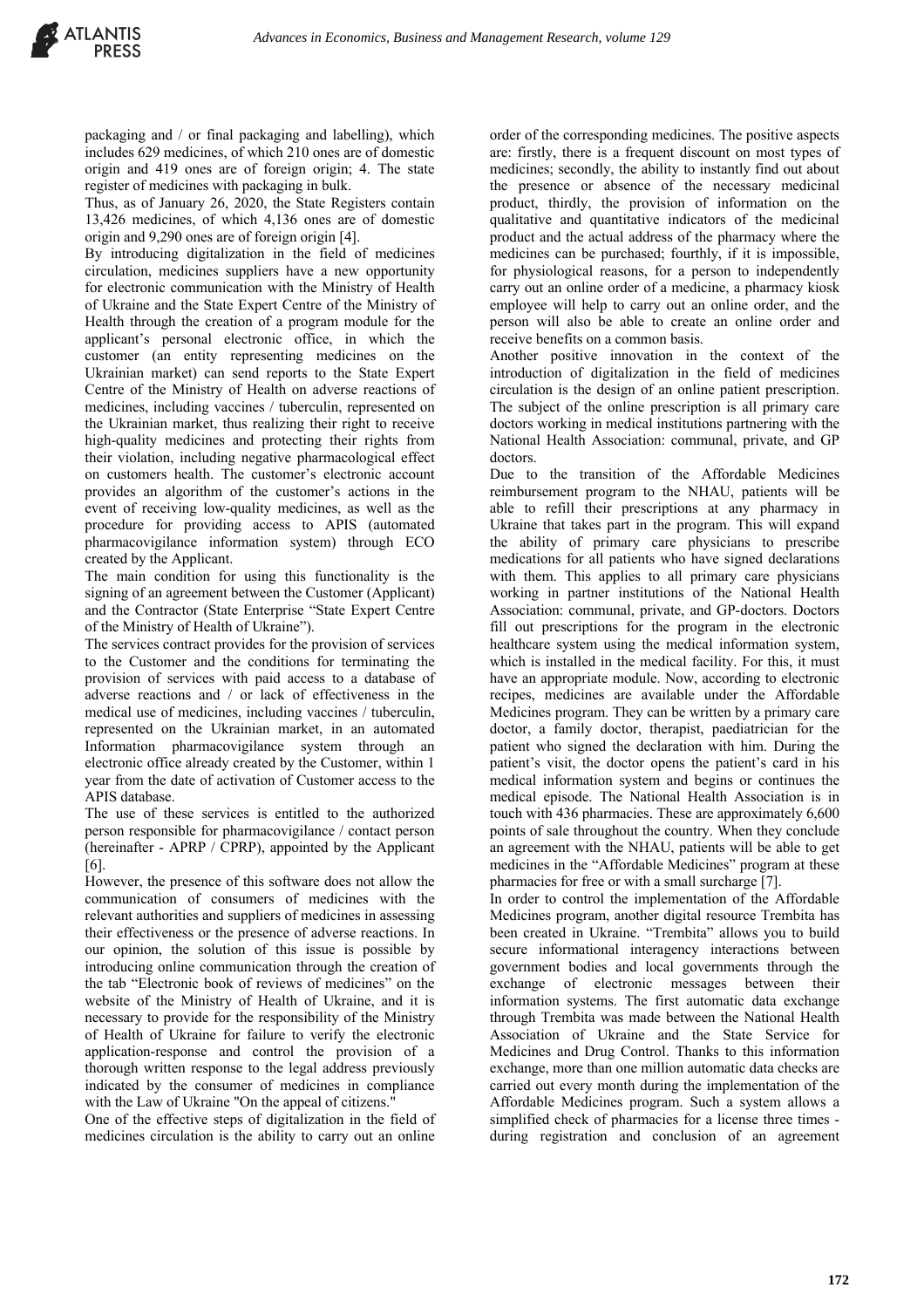packaging and / or final packaging and labelling), which includes 629 medicines, of which 210 ones are of domestic origin and 419 ones are of foreign origin; 4. The state register of medicines with packaging in bulk.

Thus, as of January 26, 2020, the State Registers contain 13,426 medicines, of which 4,136 ones are of domestic origin and 9,290 ones are of foreign origin [4].

By introducing digitalization in the field of medicines circulation, medicines suppliers have a new opportunity for electronic communication with the Ministry of Health of Ukraine and the State Expert Centre of the Ministry of Health through the creation of a program module for the applicant's personal electronic office, in which the customer (an entity representing medicines on the Ukrainian market) can send reports to the State Expert Centre of the Ministry of Health on adverse reactions of medicines, including vaccines / tuberculin, represented on the Ukrainian market, thus realizing their right to receive high-quality medicines and protecting their rights from their violation, including negative pharmacological effect on customers health. The customer's electronic account provides an algorithm of the customer's actions in the event of receiving low-quality medicines, as well as the procedure for providing access to APIS (automated pharmacovigilance information system) through ECO created by the Applicant.

The main condition for using this functionality is the signing of an agreement between the Customer (Applicant) and the Contractor (State Enterprise "State Expert Centre of the Ministry of Health of Ukraine").

The services contract provides for the provision of services to the Customer and the conditions for terminating the provision of services with paid access to a database of adverse reactions and / or lack of effectiveness in the medical use of medicines, including vaccines / tuberculin, represented on the Ukrainian market, in an automated Information pharmacovigilance system through an electronic office already created by the Customer, within 1 year from the date of activation of Customer access to the APIS database.

The use of these services is entitled to the authorized person responsible for pharmacovigilance / contact person (hereinafter - APRP / CPRP), appointed by the Applicant [6].

However, the presence of this software does not allow the communication of consumers of medicines with the relevant authorities and suppliers of medicines in assessing their effectiveness or the presence of adverse reactions. In our opinion, the solution of this issue is possible by introducing online communication through the creation of the tab "Electronic book of reviews of medicines" on the website of the Ministry of Health of Ukraine, and it is necessary to provide for the responsibility of the Ministry of Health of Ukraine for failure to verify the electronic application-response and control the provision of a thorough written response to the legal address previously indicated by the consumer of medicines in compliance with the Law of Ukraine "On the appeal of citizens."

One of the effective steps of digitalization in the field of medicines circulation is the ability to carry out an online order of the corresponding medicines. The positive aspects are: firstly, there is a frequent discount on most types of medicines; secondly, the ability to instantly find out about the presence or absence of the necessary medicinal product, thirdly, the provision of information on the qualitative and quantitative indicators of the medicinal product and the actual address of the pharmacy where the medicines can be purchased; fourthly, if it is impossible, for physiological reasons, for a person to independently carry out an online order of a medicine, a pharmacy kiosk employee will help to carry out an online order, and the person will also be able to create an online order and receive benefits on a common basis.

Another positive innovation in the context of the introduction of digitalization in the field of medicines circulation is the design of an online patient prescription. The subject of the online prescription is all primary care doctors working in medical institutions partnering with the National Health Association: communal, private, and GP doctors.

Due to the transition of the Affordable Medicines reimbursement program to the NHAU, patients will be able to refill their prescriptions at any pharmacy in Ukraine that takes part in the program. This will expand the ability of primary care physicians to prescribe medications for all patients who have signed declarations with them. This applies to all primary care physicians working in partner institutions of the National Health Association: communal, private, and GP-doctors. Doctors fill out prescriptions for the program in the electronic healthcare system using the medical information system, which is installed in the medical facility. For this, it must have an appropriate module. Now, according to electronic recipes, medicines are available under the Affordable Medicines program. They can be written by a primary care doctor, a family doctor, therapist, paediatrician for the patient who signed the declaration with him. During the patient's visit, the doctor opens the patient's card in his medical information system and begins or continues the medical episode. The National Health Association is in touch with 436 pharmacies. These are approximately 6,600 points of sale throughout the country. When they conclude an agreement with the NHAU, patients will be able to get medicines in the "Affordable Medicines" program at these pharmacies for free or with a small surcharge [7].

In order to control the implementation of the Affordable Medicines program, another digital resource Trembita has been created in Ukraine. "Trembita" allows you to build secure informational interagency interactions between government bodies and local governments through the exchange of electronic messages between their information systems. The first automatic data exchange through Trembita was made between the National Health Association of Ukraine and the State Service for Medicines and Drug Control. Thanks to this information exchange, more than one million automatic data checks are carried out every month during the implementation of the Affordable Medicines program. Such a system allows a simplified check of pharmacies for a license three times - during registration and conclusion of an agreement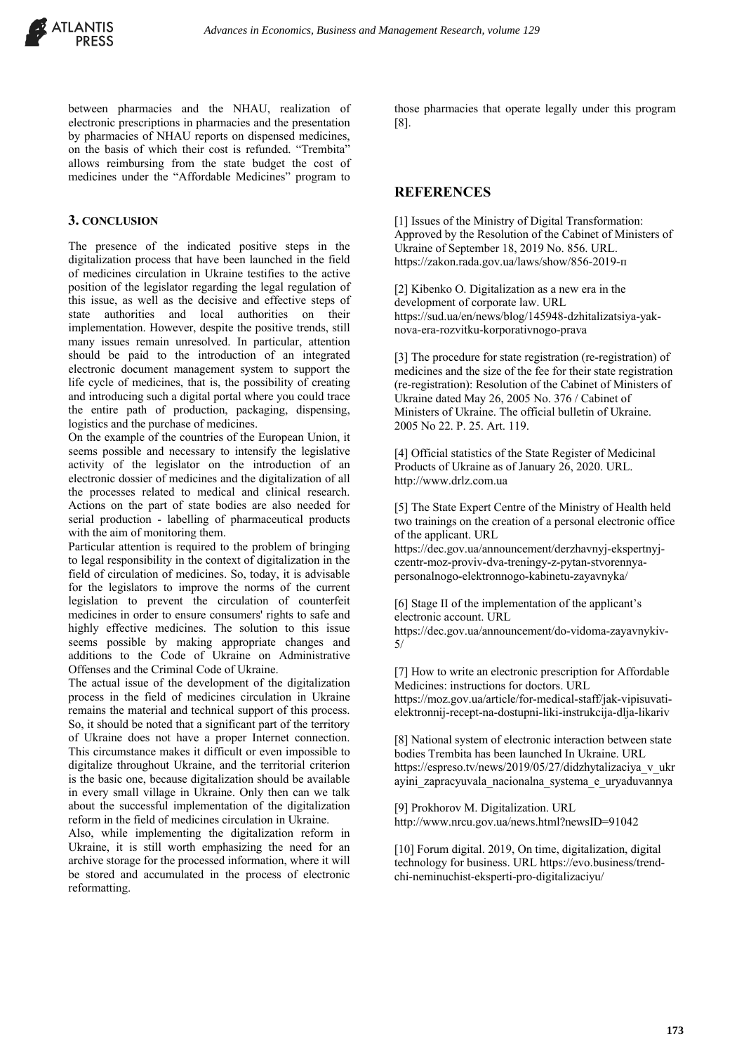between pharmacies and the NHAU, realization of electronic prescriptions in pharmacies and the presentation by pharmacies of NHAU reports on dispensed medicines, on the basis of which their cost is refunded. "Trembita" allows reimbursing from the state budget the cost of medicines under the "Affordable Medicines" program to those pharmacies that operate legally under this program [8].

## 3. CONCLUSION

The presence of the indicated positive steps in the digitalization process that have been launched in the field of medicines circulation in Ukraine testifies to the active position of the legislator regarding the legal regulation of this issue, as well as the decisive and effective steps of state authorities and local authorities on their implementation. However, despite the positive trends, still many issues remain unresolved. In particular, attention should be paid to the introduction of an integrated electronic document management system to support the life cycle of medicines, that is, the possibility of creating and introducing such a digital portal where you could trace the entire path of production, packaging, dispensing, logistics and the purchase of medicines.

On the example of the countries of the European Union, it seems possible and necessary to intensify the legislative activity of the legislator on the introduction of an electronic dossier of medicines and the digitalization of all the processes related to medical and clinical research. Actions on the part of state bodies are also needed for serial production - labelling of pharmaceutical products with the aim of monitoring them.

Particular attention is required to the problem of bringing to legal responsibility in the context of digitalization in the field of circulation of medicines. So, today, it is advisable for the legislators to improve the norms of the current legislation to prevent the circulation of counterfeit medicines in order to ensure consumers' rights to safe and highly effective medicines. The solution to this issue seems possible by making appropriate changes and additions to the Code of Ukraine on Administrative Offenses and the Criminal Code of Ukraine.

The actual issue of the development of the digitalization process in the field of medicines circulation in Ukraine remains the material and technical support of this process. So, it should be noted that a significant part of the territory of Ukraine does not have a proper Internet connection. This circumstance makes it difficult or even impossible to digitalize throughout Ukraine, and the territorial criterion is the basic one, because digitalization should be available in every small village in Ukraine. Only then can we talk about the successful implementation of the digitalization reform in the field of medicines circulation in Ukraine.

Also, while implementing the digitalization reform in Ukraine, it is still worth emphasizing the need for an archive storage for the processed information, where it will be stored and accumulated in the process of electronic reformatting.

## REFERENCES

[1] Issues of the Ministry of Digital Transformation: Approved by the Resolution of the Cabinet of Ministers of Ukraine of September 18, 2019 No. 856. URL. https://zakon.rada.gov.ua/laws/show/856-2019-п

[2] Kibenko O. Digitalization as a new era in the development of corporate law. URL https://sud.ua/en/news/blog/145948-dzhitalizatsiya-yak-nova-era-rozvitku-korporativnogo-prava

[3] The procedure for state registration (re-registration) of medicines and the size of the fee for their state registration (re-registration): Resolution of the Cabinet of Ministers of Ukraine dated May 26, 2005 No. 376 / Cabinet of Ministers of Ukraine. The official bulletin of Ukraine. 2005 No 22. P. 25. Art. 119.

[4] Official statistics of the State Register of Medicinal Products of Ukraine as of January 26, 2020. URL. http://www.drlz.com.ua

[5] The State Expert Centre of the Ministry of Health held two trainings on the creation of a personal electronic office of the applicant. URL https://dec.gov.ua/announcement/derzhavnyj-ekspertnyj-czentr-moz-proviv-dva-treningy-z-pytan-stvorennya-personalnogo-elektronnogo-kabinetu-zayavnyka/

[6] Stage II of the implementation of the applicant's electronic account. URL https://dec.gov.ua/announcement/do-vidoma-zayavnykiv-5/

[7] How to write an electronic prescription for Affordable Medicines: instructions for doctors. URL https://moz.gov.ua/article/for-medical-staff/jak-vipisuvati-elektronnij-recept-na-dostupni-liki-instrukcija-dlja-likariv

[8] National system of electronic interaction between state bodies Trembita has been launched In Ukraine. URL https://espreso.tv/news/2019/05/27/didzhytalizaciya_v_ukrayini_zapracyuvala_nacionalna_systema_e_uryaduvannya

[9] Prokhorov M. Digitalization. URL http://www.nrcu.gov.ua/news.html?newsID=91042

[10] Forum digital. 2019, On time, digitalization, digital technology for business. URL https://evo.business/trend-chi-neminuchist-eksperti-pro-digitalizaciyu/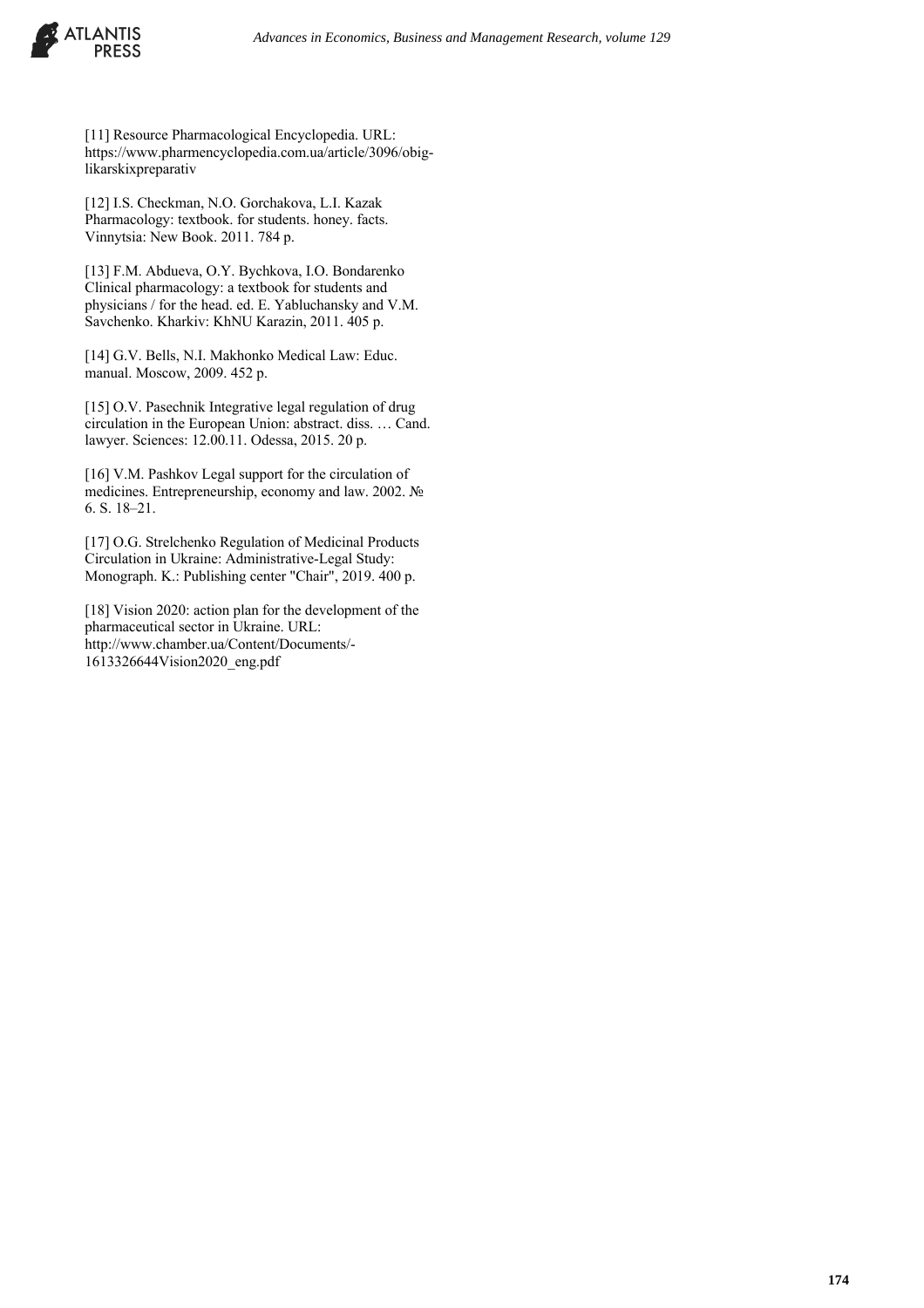[11] Resource Pharmacological Encyclopedia. URL: https://www.pharmencyclopedia.com.ua/article/3096/obig-likarskixpreparativ

[12] I.S. Checkman, N.O. Gorchakova, L.I. Kazak Pharmacology: textbook. for students. honey. facts. Vinnytsia: New Book. 2011. 784 p.

[13] F.M. Abdueva, O.Y. Bychkova, I.O. Bondarenko Clinical pharmacology: a textbook for students and physicians / for the head. ed. E. Yabluchansky and V.M. Savchenko. Kharkiv: KhNU Karazin, 2011. 405 p.

[14] G.V. Bells, N.I. Makhonko Medical Law: Educ. manual. Moscow, 2009. 452 p.

[15] O.V. Pasechnik Integrative legal regulation of drug circulation in the European Union: abstract. diss. … Cand. lawyer. Sciences: 12.00.11. Odessa, 2015. 20 p.

[16] V.M. Pashkov Legal support for the circulation of medicines. Entrepreneurship, economy and law. 2002. № 6. S. 18–21.

[17] O.G. Strelchenko Regulation of Medicinal Products Circulation in Ukraine: Administrative-Legal Study: Monograph. K.: Publishing center "Chair", 2019. 400 p.

[18] Vision 2020: action plan for the development of the pharmaceutical sector in Ukraine. URL: http://www.chamber.ua/Content/Documents/-1613326644Vision2020_eng.pdf